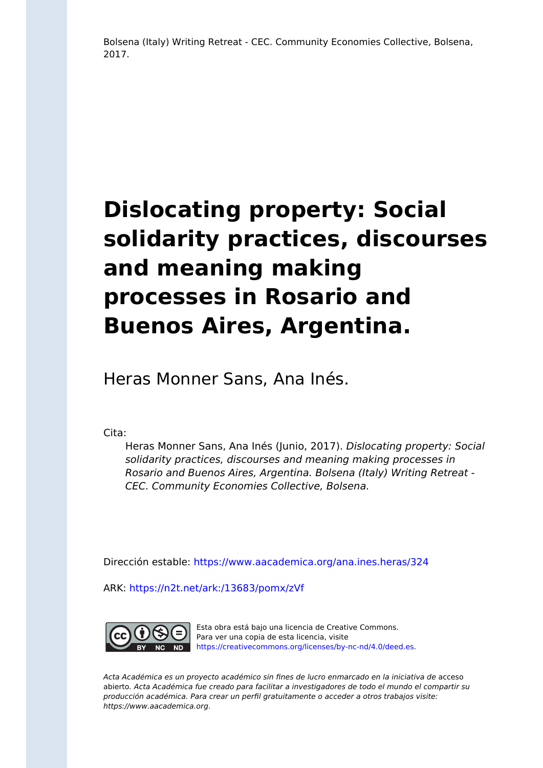Bolsena (Italy) Writing Retreat - CEC. Community Economies Collective, Bolsena, 2017.

# Dislocating property: Social solidarity practices, discourses and meaning making processes in Rosario and Buenos Aires, Argentina.

Heras Monner Sans, Ana Inés.

Cita:

Heras Monner Sans, Ana Inés (Junio, 2017). *Dislocating property: Social solidarity practices, discourses and meaning making processes in Rosario and Buenos Aires, Argentina. Bolsena (Italy) Writing Retreat - CEC. Community Economies Collective, Bolsena.*

Dirección estable: https://www.aacademica.org/ana.ines.heras/324

ARK: https://n2t.net/ark:/13683/pomx/zVf

Esta obra está bajo una licencia de Creative Commons. Para ver una copia de esta licencia, visite https://creativecommons.org/licenses/by-nc-nd/4.0/deed.es.

*Acta Académica es un proyecto académico sin fines de lucro enmarcado en la iniciativa de* acceso abierto. *Acta Académica fue creado para facilitar a investigadores de todo el mundo el compartir su producción académica. Para crear un perfil gratuitamente o acceder a otros trabajos visite: https://www.aacademica.org.*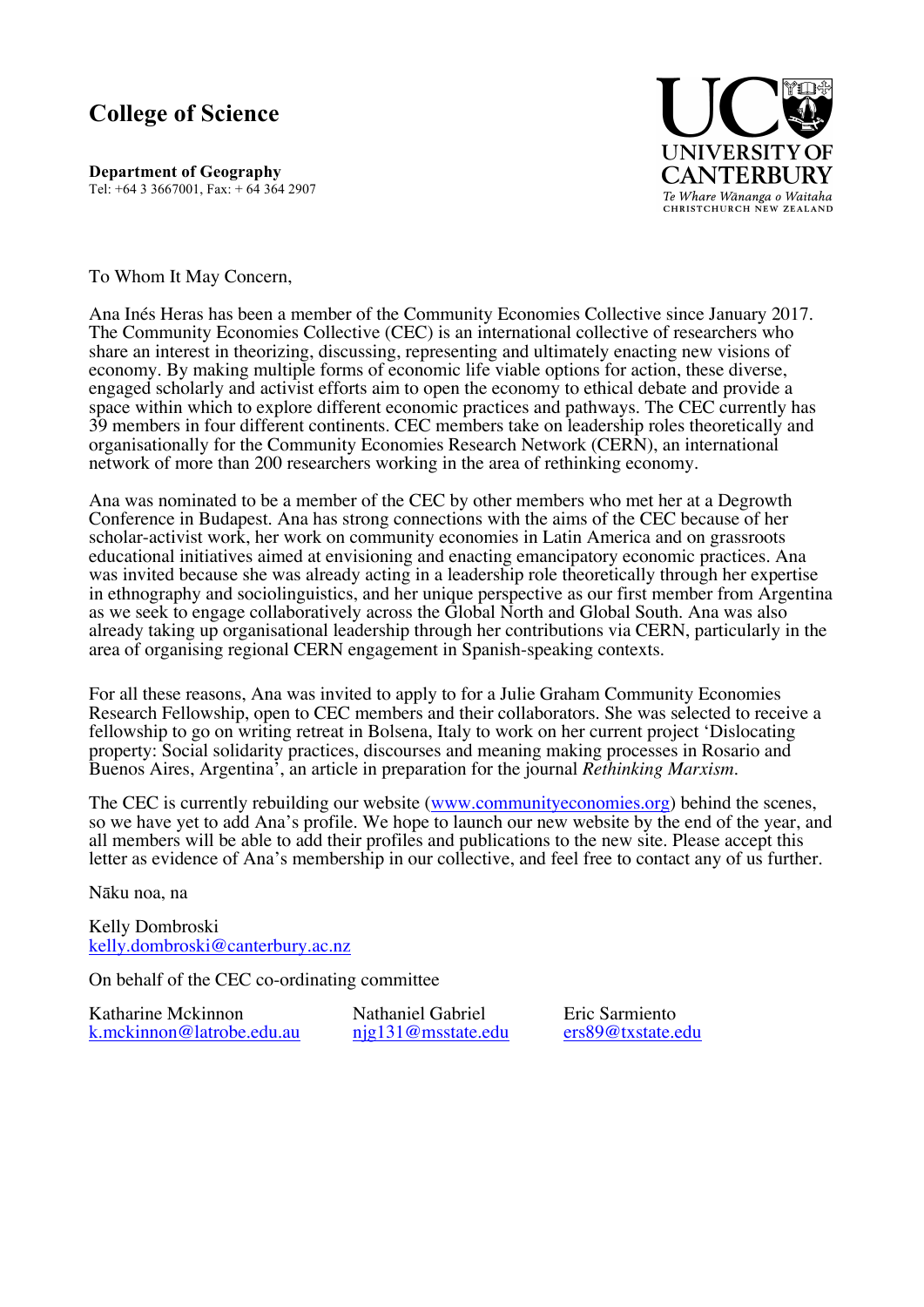## College of Science

**Department of Geography**
Tel: +64 3 3667001, Fax: + 64 364 2907

UNIVERSITY OF CANTERBURY
*Te Whare Wānanga o Waitaha*
CHRISTCHURCH NEW ZEALAND

To Whom It May Concern,

Ana Inés Heras has been a member of the Community Economies Collective since January 2017. The Community Economies Collective (CEC) is an international collective of researchers who share an interest in theorizing, discussing, representing and ultimately enacting new visions of economy. By making multiple forms of economic life viable options for action, these diverse, engaged scholarly and activist efforts aim to open the economy to ethical debate and provide a space within which to explore different economic practices and pathways. The CEC currently has 39 members in four different continents. CEC members take on leadership roles theoretically and organisationally for the Community Economies Research Network (CERN), an international network of more than 200 researchers working in the area of rethinking economy.

Ana was nominated to be a member of the CEC by other members who met her at a Degrowth Conference in Budapest. Ana has strong connections with the aims of the CEC because of her scholar-activist work, her work on community economies in Latin America and on grassroots educational initiatives aimed at envisioning and enacting emancipatory economic practices. Ana was invited because she was already acting in a leadership role theoretically through her expertise in ethnography and sociolinguistics, and her unique perspective as our first member from Argentina as we seek to engage collaboratively across the Global North and Global South. Ana was also already taking up organisational leadership through her contributions via CERN, particularly in the area of organising regional CERN engagement in Spanish-speaking contexts.

For all these reasons, Ana was invited to apply to for a Julie Graham Community Economies Research Fellowship, open to CEC members and their collaborators. She was selected to receive a fellowship to go on writing retreat in Bolsena, Italy to work on her current project 'Dislocating property: Social solidarity practices, discourses and meaning making processes in Rosario and Buenos Aires, Argentina', an article in preparation for the journal *Rethinking Marxism*.

The CEC is currently rebuilding our website (www.communityeconomies.org) behind the scenes, so we have yet to add Ana's profile. We hope to launch our new website by the end of the year, and all members will be able to add their profiles and publications to the new site. Please accept this letter as evidence of Ana's membership in our collective, and feel free to contact any of us further.

Nāku noa, na

Kelly Dombroski
kelly.dombroski@canterbury.ac.nz

On behalf of the CEC co-ordinating committee

Katharine Mckinnon
k.mckinnon@latrobe.edu.au

Nathaniel Gabriel
njg131@msstate.edu

Eric Sarmiento
ers89@txstate.edu